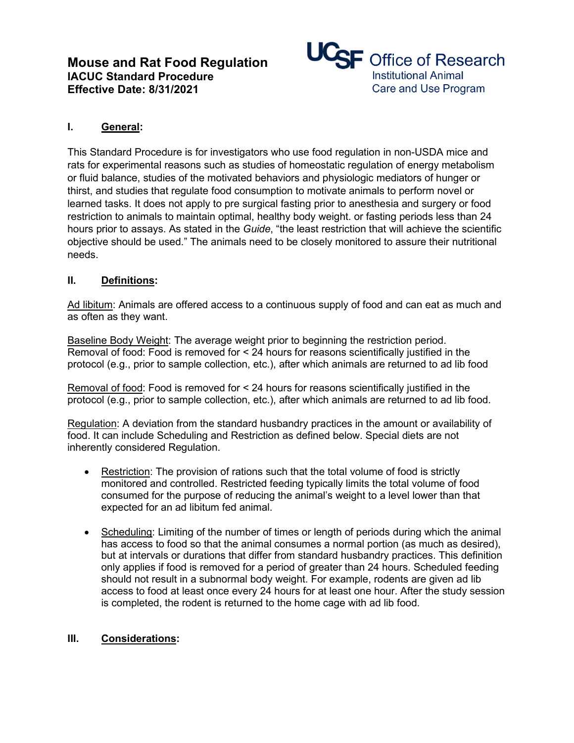# Mouse and Rat Food Regulation

**IACUC Standard Procedure**
**Effective Date: 8/31/2021**

UCSF Office of Research
Institutional Animal Care and Use Program

## I. General:

This Standard Procedure is for investigators who use food regulation in non-USDA mice and rats for experimental reasons such as studies of homeostatic regulation of energy metabolism or fluid balance, studies of the motivated behaviors and physiologic mediators of hunger or thirst, and studies that regulate food consumption to motivate animals to perform novel or learned tasks. It does not apply to pre surgical fasting prior to anesthesia and surgery or food restriction to animals to maintain optimal, healthy body weight. or fasting periods less than 24 hours prior to assays. As stated in the *Guide*, "the least restriction that will achieve the scientific objective should be used." The animals need to be closely monitored to assure their nutritional needs.

## II. Definitions:

Ad libitum: Animals are offered access to a continuous supply of food and can eat as much and as often as they want.

Baseline Body Weight: The average weight prior to beginning the restriction period. Removal of food: Food is removed for < 24 hours for reasons scientifically justified in the protocol (e.g., prior to sample collection, etc.), after which animals are returned to ad lib food

Removal of food: Food is removed for < 24 hours for reasons scientifically justified in the protocol (e.g., prior to sample collection, etc.), after which animals are returned to ad lib food.

Regulation: A deviation from the standard husbandry practices in the amount or availability of food. It can include Scheduling and Restriction as defined below. Special diets are not inherently considered Regulation.

- Restriction: The provision of rations such that the total volume of food is strictly monitored and controlled. Restricted feeding typically limits the total volume of food consumed for the purpose of reducing the animal's weight to a level lower than that expected for an ad libitum fed animal.
- Scheduling: Limiting of the number of times or length of periods during which the animal has access to food so that the animal consumes a normal portion (as much as desired), but at intervals or durations that differ from standard husbandry practices. This definition only applies if food is removed for a period of greater than 24 hours. Scheduled feeding should not result in a subnormal body weight. For example, rodents are given ad lib access to food at least once every 24 hours for at least one hour. After the study session is completed, the rodent is returned to the home cage with ad lib food.

## III. Considerations: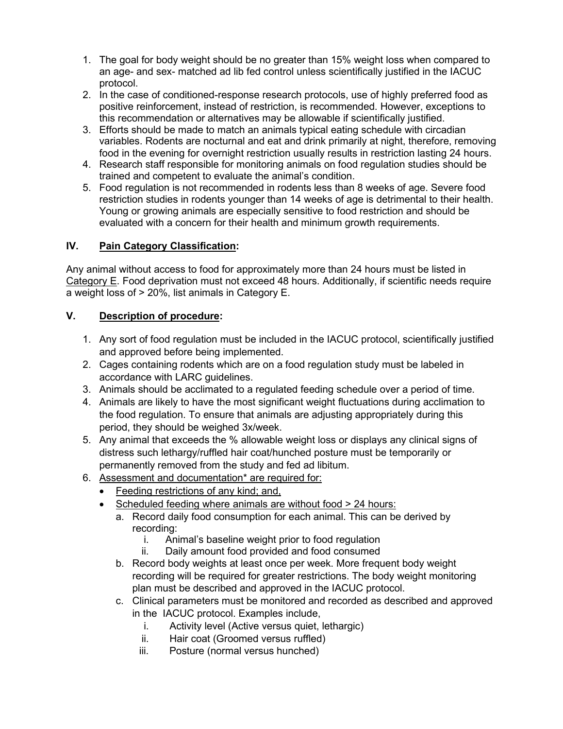1. The goal for body weight should be no greater than 15% weight loss when compared to an age- and sex- matched ad lib fed control unless scientifically justified in the IACUC protocol.
2. In the case of conditioned-response research protocols, use of highly preferred food as positive reinforcement, instead of restriction, is recommended. However, exceptions to this recommendation or alternatives may be allowable if scientifically justified.
3. Efforts should be made to match an animals typical eating schedule with circadian variables. Rodents are nocturnal and eat and drink primarily at night, therefore, removing food in the evening for overnight restriction usually results in restriction lasting 24 hours.
4. Research staff responsible for monitoring animals on food regulation studies should be trained and competent to evaluate the animal's condition.
5. Food regulation is not recommended in rodents less than 8 weeks of age. Severe food restriction studies in rodents younger than 14 weeks of age is detrimental to their health. Young or growing animals are especially sensitive to food restriction and should be evaluated with a concern for their health and minimum growth requirements.

## IV. <u>Pain Category Classification</u>:

Any animal without access to food for approximately more than 24 hours must be listed in <u>Category E</u>. Food deprivation must not exceed 48 hours. Additionally, if scientific needs require a weight loss of > 20%, list animals in Category E.

## V. <u>Description of procedure</u>:

1. Any sort of food regulation must be included in the IACUC protocol, scientifically justified and approved before being implemented.
2. Cages containing rodents which are on a food regulation study must be labeled in accordance with LARC guidelines.
3. Animals should be acclimated to a regulated feeding schedule over a period of time.
4. Animals are likely to have the most significant weight fluctuations during acclimation to the food regulation. To ensure that animals are adjusting appropriately during this period, they should be weighed 3x/week.
5. Any animal that exceeds the % allowable weight loss or displays any clinical signs of distress such lethargy/ruffled hair coat/hunched posture must be temporarily or permanently removed from the study and fed ad libitum.
6. <u>Assessment and documentation* are required for:</u>
   - <u>Feeding restrictions of any kind; and,</u>
   - <u>Scheduled feeding where animals are without food > 24 hours:</u>
     a. Record daily food consumption for each animal. This can be derived by recording:
        i. Animal's baseline weight prior to food regulation
        ii. Daily amount food provided and food consumed
     
     b. Record body weights at least once per week. More frequent body weight recording will be required for greater restrictions. The body weight monitoring plan must be described and approved in the IACUC protocol.
     
     c. Clinical parameters must be monitored and recorded as described and approved in the IACUC protocol. Examples include,
        i. Activity level (Active versus quiet, lethargic)
        ii. Hair coat (Groomed versus ruffled)
        iii. Posture (normal versus hunched)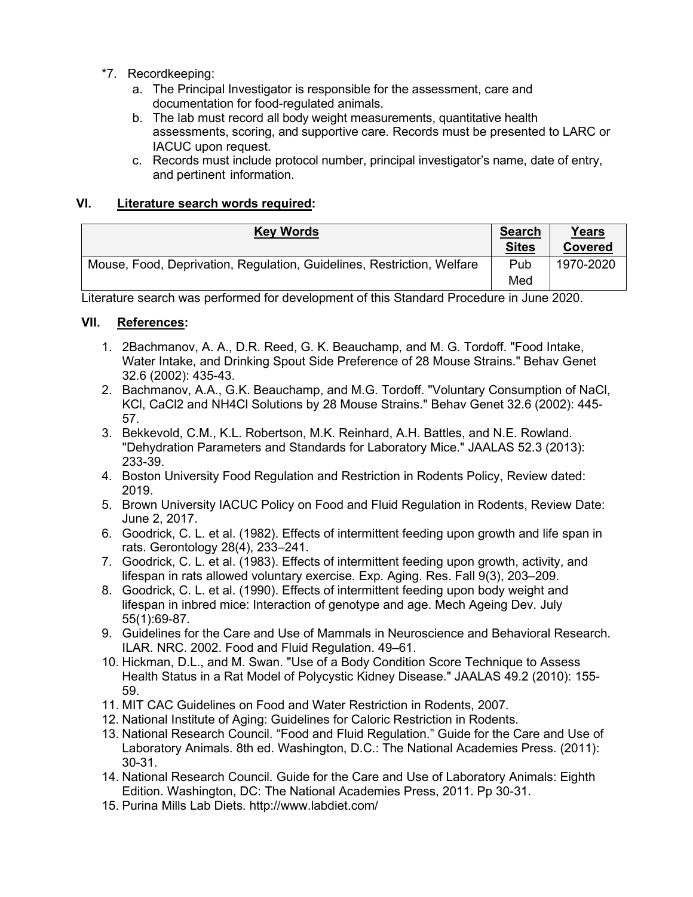*7. Recordkeeping:
   a. The Principal Investigator is responsible for the assessment, care and documentation for food-regulated animals.
   b. The lab must record all body weight measurements, quantitative health assessments, scoring, and supportive care. Records must be presented to LARC or IACUC upon request.
   c. Records must include protocol number, principal investigator's name, date of entry, and pertinent information.

## VI. Literature search words required:

| Key Words | Search Sites | Years Covered |
|---|---|---|
| Mouse, Food, Deprivation, Regulation, Guidelines, Restriction, Welfare | Pub Med | 1970-2020 |

Literature search was performed for development of this Standard Procedure in June 2020.

## VII. References:

1. 2Bachmanov, A. A., D.R. Reed, G. K. Beauchamp, and M. G. Tordoff. "Food Intake, Water Intake, and Drinking Spout Side Preference of 28 Mouse Strains." Behav Genet 32.6 (2002): 435-43.
2. Bachmanov, A.A., G.K. Beauchamp, and M.G. Tordoff. "Voluntary Consumption of NaCl, KCl, $CaCl_2$ and $NH_4Cl$ Solutions by 28 Mouse Strains." Behav Genet 32.6 (2002): 445-57.
3. Bekkevold, C.M., K.L. Robertson, M.K. Reinhard, A.H. Battles, and N.E. Rowland. "Dehydration Parameters and Standards for Laboratory Mice." JAALAS 52.3 (2013): 233-39.
4. Boston University Food Regulation and Restriction in Rodents Policy, Review dated: 2019.
5. Brown University IACUC Policy on Food and Fluid Regulation in Rodents, Review Date: June 2, 2017.
6. Goodrick, C. L. et al. (1982). Effects of intermittent feeding upon growth and life span in rats. Gerontology 28(4), 233–241.
7. Goodrick, C. L. et al. (1983). Effects of intermittent feeding upon growth, activity, and lifespan in rats allowed voluntary exercise. Exp. Aging. Res. Fall 9(3), 203–209.
8. Goodrick, C. L. et al. (1990). Effects of intermittent feeding upon body weight and lifespan in inbred mice: Interaction of genotype and age. Mech Ageing Dev. July 55(1):69-87.
9. Guidelines for the Care and Use of Mammals in Neuroscience and Behavioral Research. ILAR. NRC. 2002. Food and Fluid Regulation. 49–61.
10. Hickman, D.L., and M. Swan. "Use of a Body Condition Score Technique to Assess Health Status in a Rat Model of Polycystic Kidney Disease." JAALAS 49.2 (2010): 155-59.
11. MIT CAC Guidelines on Food and Water Restriction in Rodents, 2007.
12. National Institute of Aging: Guidelines for Caloric Restriction in Rodents.
13. National Research Council. "Food and Fluid Regulation." Guide for the Care and Use of Laboratory Animals. 8th ed. Washington, D.C.: The National Academies Press. (2011): 30-31.
14. National Research Council. Guide for the Care and Use of Laboratory Animals: Eighth Edition. Washington, DC: The National Academies Press, 2011. Pp 30-31.
15. Purina Mills Lab Diets. http://www.labdiet.com/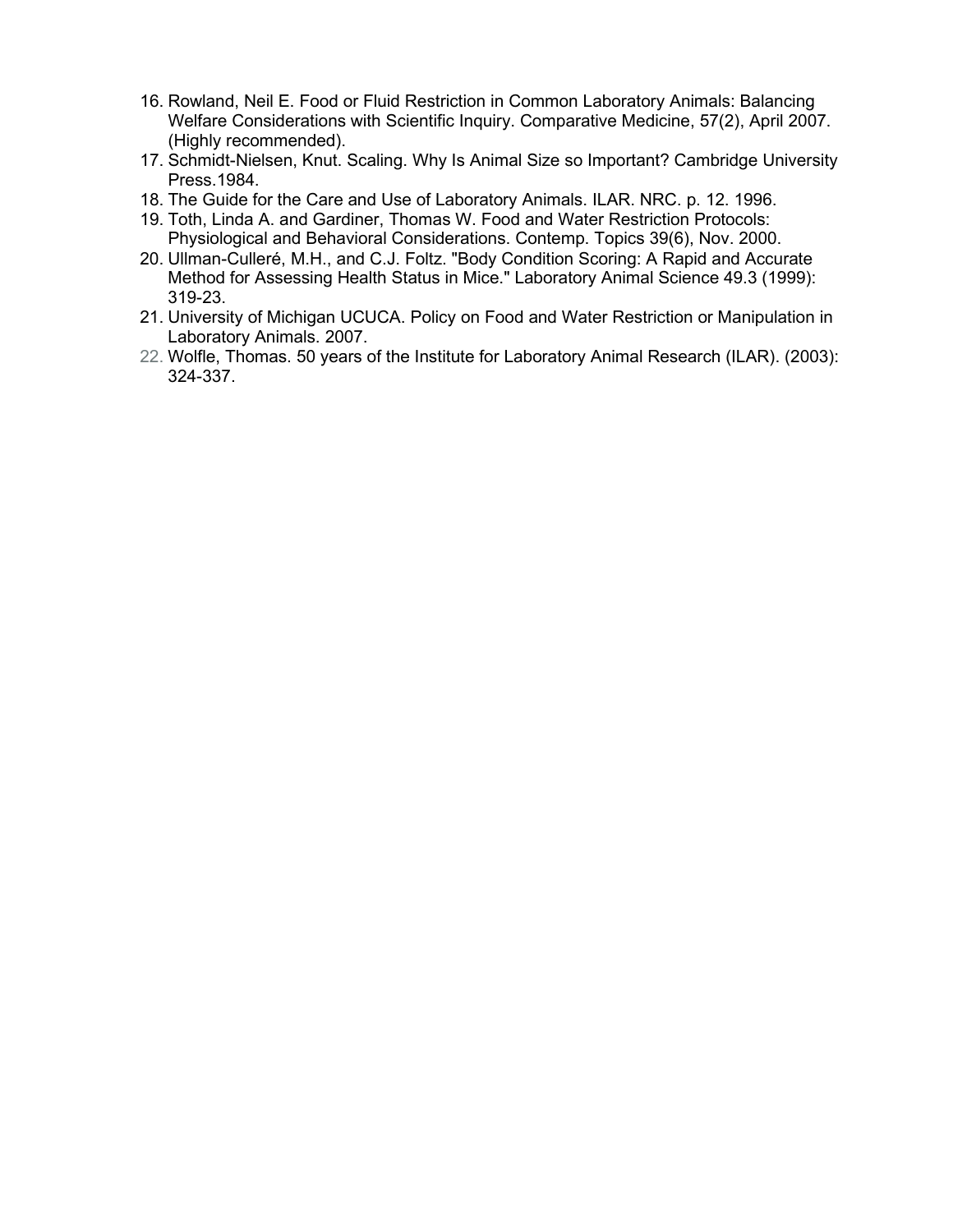16. Rowland, Neil E. Food or Fluid Restriction in Common Laboratory Animals: Balancing Welfare Considerations with Scientific Inquiry. Comparative Medicine, 57(2), April 2007. (Highly recommended).
17. Schmidt-Nielsen, Knut. Scaling. Why Is Animal Size so Important? Cambridge University Press.1984.
18. The Guide for the Care and Use of Laboratory Animals. ILAR. NRC. p. 12. 1996.
19. Toth, Linda A. and Gardiner, Thomas W. Food and Water Restriction Protocols: Physiological and Behavioral Considerations. Contemp. Topics 39(6), Nov. 2000.
20. Ullman-Culleré, M.H., and C.J. Foltz. "Body Condition Scoring: A Rapid and Accurate Method for Assessing Health Status in Mice." Laboratory Animal Science 49.3 (1999): 319-23.
21. University of Michigan UCUCA. Policy on Food and Water Restriction or Manipulation in Laboratory Animals. 2007.
22. Wolfle, Thomas. 50 years of the Institute for Laboratory Animal Research (ILAR). (2003): 324-337.